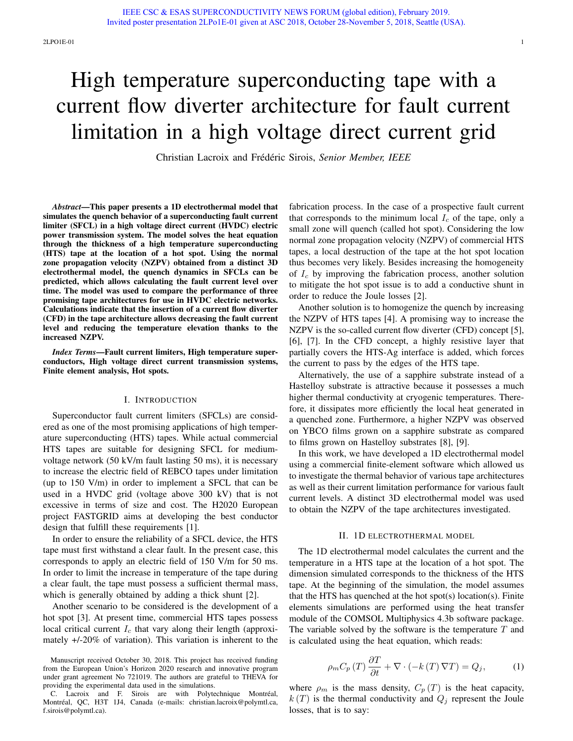IEEE CSC & ESAS SUPERCONDUCTIVITY NEWS FORUM (global edition), February 2019.
Invited poster presentation 2LPo1E-01 given at ASC 2018, October 28-November 5, 2018, Seattle (USA).

# High temperature superconducting tape with a current flow diverter architecture for fault current limitation in a high voltage direct current grid

Christian Lacroix and Frédéric Sirois, *Senior Member, IEEE*

***Abstract*—This paper presents a 1D electrothermal model that simulates the quench behavior of a superconducting fault current limiter (SFCL) in a high voltage direct current (HVDC) electric power transmission system. The model solves the heat equation through the thickness of a high temperature superconducting (HTS) tape at the location of a hot spot. Using the normal zone propagation velocity (NZPV) obtained from a distinct 3D electrothermal model, the quench dynamics in SFCLs can be predicted, which allows calculating the fault current level over time. The model was used to compare the performance of three promising tape architectures for use in HVDC electric networks. Calculations indicate that the insertion of a current flow diverter (CFD) in the tape architecture allows decreasing the fault current level and reducing the temperature elevation thanks to the increased NZPV.**

***Index Terms*—Fault current limiters, High temperature superconductors, High voltage direct current transmission systems, Finite element analysis, Hot spots.**

## I. Introduction

Superconductor fault current limiters (SFCLs) are considered as one of the most promising applications of high temperature superconducting (HTS) tapes. While actual commercial HTS tapes are suitable for designing SFCL for medium-voltage network (50 kV/m fault lasting 50 ms), it is necessary to increase the electric field of REBCO tapes under limitation (up to 150 V/m) in order to implement a SFCL that can be used in a HVDC grid (voltage above 300 kV) that is not excessive in terms of size and cost. The H2020 European project FASTGRID aims at developing the best conductor design that fulfill these requirements [1].

In order to ensure the reliability of a SFCL device, the HTS tape must first withstand a clear fault. In the present case, this corresponds to apply an electric field of 150 V/m for 50 ms. In order to limit the increase in temperature of the tape during a clear fault, the tape must possess a sufficient thermal mass, which is generally obtained by adding a thick shunt [2].

Another scenario to be considered is the development of a hot spot [3]. At present time, commercial HTS tapes possess local critical current $I_c$ that vary along their length (approximately +/-20% of variation). This variation is inherent to the fabrication process. In the case of a prospective fault current that corresponds to the minimum local $I_c$ of the tape, only a small zone will quench (called hot spot). Considering the low normal zone propagation velocity (NZPV) of commercial HTS tapes, a local destruction of the tape at the hot spot location thus becomes very likely. Besides increasing the homogeneity of $I_c$ by improving the fabrication process, another solution to mitigate the hot spot issue is to add a conductive shunt in order to reduce the Joule losses [2].

Another solution is to homogenize the quench by increasing the NZPV of HTS tapes [4]. A promising way to increase the NZPV is the so-called current flow diverter (CFD) concept [5], [6], [7]. In the CFD concept, a highly resistive layer that partially covers the HTS-Ag interface is added, which forces the current to pass by the edges of the HTS tape.

Alternatively, the use of a sapphire substrate instead of a Hastelloy substrate is attractive because it possesses a much higher thermal conductivity at cryogenic temperatures. Therefore, it dissipates more efficiently the local heat generated in a quenched zone. Furthermore, a higher NZPV was observed on YBCO films grown on a sapphire substrate as compared to films grown on Hastelloy substrates [8], [9].

In this work, we have developed a 1D electrothermal model using a commercial finite-element software which allowed us to investigate the thermal behavior of various tape architectures as well as their current limitation performance for various fault current levels. A distinct 3D electrothermal model was used to obtain the NZPV of the tape architectures investigated.

## II. 1D Electrothermal Model

The 1D electrothermal model calculates the current and the temperature in a HTS tape at the location of a hot spot. The dimension simulated corresponds to the thickness of the HTS tape. At the beginning of the simulation, the model assumes that the HTS has quenched at the hot spot(s) location(s). Finite elements simulations are performed using the heat transfer module of the COMSOL Multiphysics 4.3b software package. The variable solved by the software is the temperature $T$ and is calculated using the heat equation, which reads:

$$\rho_m C_p\left(T\right)\frac{\partial T}{\partial t} + \nabla\cdot\left(-k\left(T\right)\nabla T\right) = Q_j, \qquad (1)$$

where $\rho_m$ is the mass density, $C_p\left(T\right)$ is the heat capacity, $k\left(T\right)$ is the thermal conductivity and $Q_j$ represent the Joule losses, that is to say:

Manuscript received October 30, 2018. This project has received funding from the European Union's Horizon 2020 research and innovative program under grant agreement No 721019. The authors are grateful to THEVA for providing the experimental data used in the simulations.

C. Lacroix and F. Sirois are with Polytechnique Montréal, Montréal, QC, H3T 1J4, Canada (e-mails: christian.lacroix@polymtl.ca, f.sirois@polymtl.ca).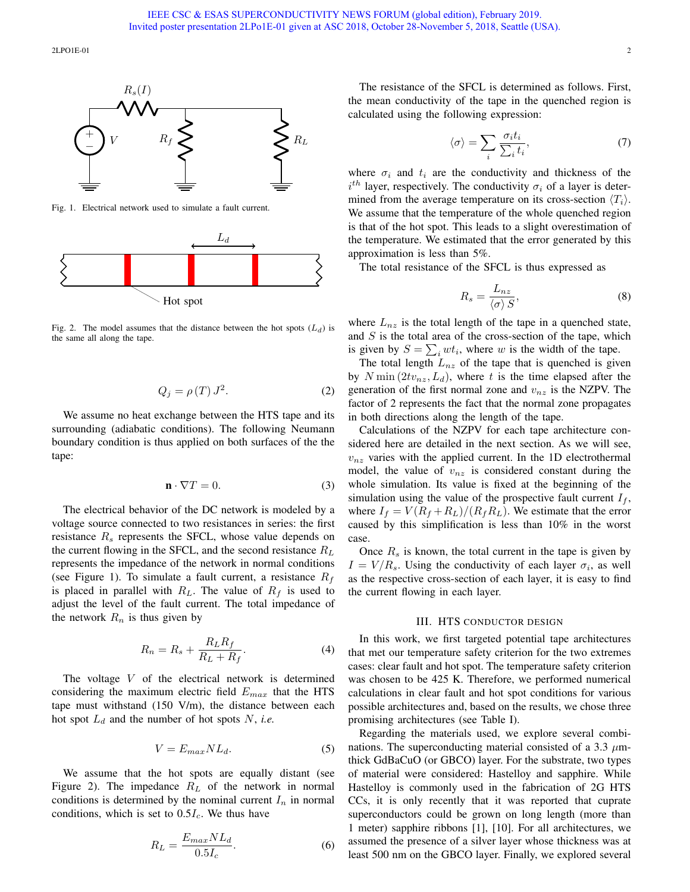Fig. 1. Electrical network used to simulate a fault current.

Fig. 2. The model assumes that the distance between the hot spots ($L_d$) is the same all along the tape.

$$Q_j = \rho(T) J^2. \tag{2}$$

We assume no heat exchange between the HTS tape and its surrounding (adiabatic conditions). The following Neumann boundary condition is thus applied on both surfaces of the the tape:

$$\mathbf{n} \cdot \nabla T = 0. \tag{3}$$

The electrical behavior of the DC network is modeled by a voltage source connected to two resistances in series: the first resistance $R_s$ represents the SFCL, whose value depends on the current flowing in the SFCL, and the second resistance $R_L$ represents the impedance of the network in normal conditions (see Figure 1). To simulate a fault current, a resistance $R_f$ is placed in parallel with $R_L$. The value of $R_f$ is used to adjust the level of the fault current. The total impedance of the network $R_n$ is thus given by

$$R_n = R_s + \frac{R_L R_f}{R_L + R_f}. \tag{4}$$

The voltage $V$ of the electrical network is determined considering the maximum electric field $E_{max}$ that the HTS tape must withstand (150 V/m), the distance between each hot spot $L_d$ and the number of hot spots $N$, *i.e.*

$$V = E_{max} N L_d. \tag{5}$$

We assume that the hot spots are equally distant (see Figure 2). The impedance $R_L$ of the network in normal conditions is determined by the nominal current $I_n$ in normal conditions, which is set to $0.5 I_c$. We thus have

$$R_L = \frac{E_{max} N L_d}{0.5 I_c}. \tag{6}$$

The resistance of the SFCL is determined as follows. First, the mean conductivity of the tape in the quenched region is calculated using the following expression:

$$\langle \sigma \rangle = \sum_i \frac{\sigma_i t_i}{\sum_i t_i}, \tag{7}$$

where $\sigma_i$ and $t_i$ are the conductivity and thickness of the $i^{th}$ layer, respectively. The conductivity $\sigma_i$ of a layer is determined from the average temperature on its cross-section $\langle T_i \rangle$. We assume that the temperature of the whole quenched region is that of the hot spot. This leads to a slight overestimation of the temperature. We estimated that the error generated by this approximation is less than 5%.

The total resistance of the SFCL is thus expressed as

$$R_s = \frac{L_{nz}}{\langle \sigma \rangle S}, \tag{8}$$

where $L_{nz}$ is the total length of the tape in a quenched state, and $S$ is the total area of the cross-section of the tape, which is given by $S = \sum_i w t_i$, where $w$ is the width of the tape.

The total length $L_{nz}$ of the tape that is quenched is given by $N \min(2 t v_{nz}, L_d)$, where $t$ is the time elapsed after the generation of the first normal zone and $v_{nz}$ is the NZPV. The factor of 2 represents the fact that the normal zone propagates in both directions along the length of the tape.

Calculations of the NZPV for each tape architecture considered here are detailed in the next section. As we will see, $v_{nz}$ varies with the applied current. In the 1D electrothermal model, the value of $v_{nz}$ is considered constant during the whole simulation. Its value is fixed at the beginning of the simulation using the value of the prospective fault current $I_f$, where $I_f = V(R_f + R_L)/(R_f R_L)$. We estimate that the error caused by this simplification is less than 10% in the worst case.

Once $R_s$ is known, the total current in the tape is given by $I = V/R_s$. Using the conductivity of each layer $\sigma_i$, as well as the respective cross-section of each layer, it is easy to find the current flowing in each layer.

## III. HTS Conductor Design

In this work, we first targeted potential tape architectures that met our temperature safety criterion for the two extremes cases: clear fault and hot spot. The temperature safety criterion was chosen to be 425 K. Therefore, we performed numerical calculations in clear fault and hot spot conditions for various possible architectures and, based on the results, we chose three promising architectures (see Table I).

Regarding the materials used, we explore several combinations. The superconducting material consisted of a 3.3 $\mu$m-thick GdBaCuO (or GBCO) layer. For the substrate, two types of material were considered: Hastelloy and sapphire. While Hastelloy is commonly used in the fabrication of 2G HTS CCs, it is only recently that it was reported that cuprate superconductors could be grown on long length (more than 1 meter) sapphire ribbons [1], [10]. For all architectures, we assumed the presence of a silver layer whose thickness was at least 500 nm on the GBCO layer. Finally, we explored several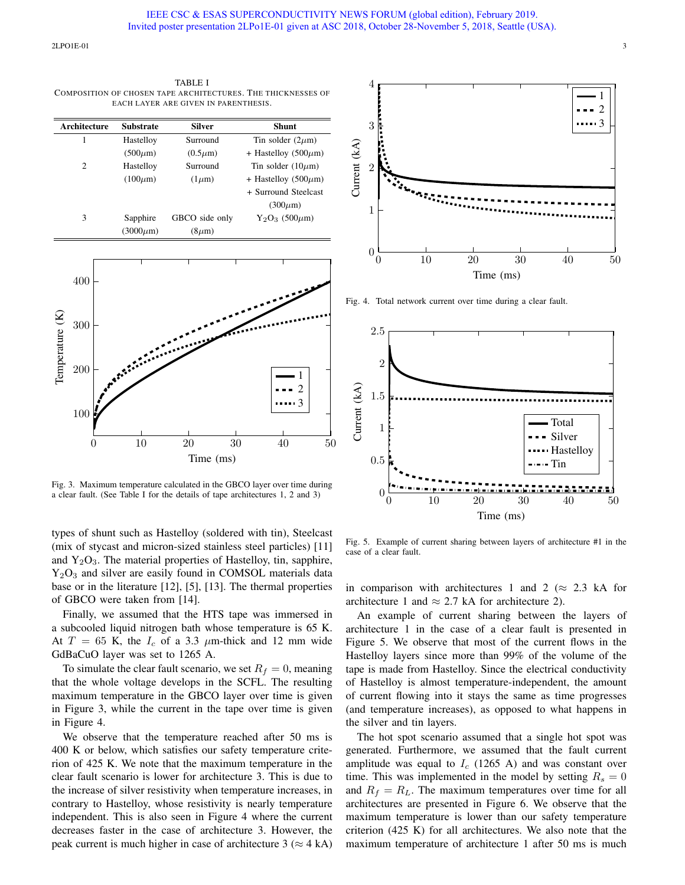TABLE I
COMPOSITION OF CHOSEN TAPE ARCHITECTURES. THE THICKNESSES OF EACH LAYER ARE GIVEN IN PARENTHESIS.

| Architecture | Substrate | Silver | Shunt |
|---|---|---|---|
| 1 | Hastelloy (500$\mu$m) | Surround (0.5$\mu$m) | Tin solder (2$\mu$m) + Hastelloy (500$\mu$m) |
| 2 | Hastelloy (100$\mu$m) | Surround (1$\mu$m) | Tin solder (10$\mu$m) + Hastelloy (500$\mu$m) + Surround Steelcast (300$\mu$m) |
| 3 | Sapphire (3000$\mu$m) | GBCO side only (8$\mu$m) | $Y_2O_3$ (500$\mu$m) |

Fig. 3. Maximum temperature calculated in the GBCO layer over time during a clear fault. (See Table I for the details of tape architectures 1, 2 and 3)

Fig. 4. Total network current over time during a clear fault.

Fig. 5. Example of current sharing between layers of architecture #1 in the case of a clear fault.

types of shunt such as Hastelloy (soldered with tin), Steelcast (mix of stycast and micron-sized stainless steel particles) [11] and $Y_2O_3$. The material properties of Hastelloy, tin, sapphire, $Y_2O_3$ and silver are easily found in COMSOL materials data base or in the literature [12], [5], [13]. The thermal properties of GBCO were taken from [14].

Finally, we assumed that the HTS tape was immersed in a subcooled liquid nitrogen bath whose temperature is 65 K. At $T = 65$ K, the $I_c$ of a 3.3 $\mu$m-thick and 12 mm wide GdBaCuO layer was set to 1265 A.

To simulate the clear fault scenario, we set $R_f = 0$, meaning that the whole voltage develops in the SCFL. The resulting maximum temperature in the GBCO layer over time is given in Figure 3, while the current in the tape over time is given in Figure 4.

We observe that the temperature reached after 50 ms is 400 K or below, which satisfies our safety temperature criterion of 425 K. We note that the maximum temperature in the clear fault scenario is lower for architecture 3. This is due to the increase of silver resistivity when temperature increases, in contrary to Hastelloy, whose resistivity is nearly temperature independent. This is also seen in Figure 4 where the current decreases faster in the case of architecture 3. However, the peak current is much higher in case of architecture 3 ($\approx$ 4 kA) in comparison with architectures 1 and 2 ($\approx$ 2.3 kA for architecture 1 and $\approx$ 2.7 kA for architecture 2).

An example of current sharing between the layers of architecture 1 in the case of a clear fault is presented in Figure 5. We observe that most of the current flows in the Hastelloy layers since more than 99% of the volume of the tape is made from Hastelloy. Since the electrical conductivity of Hastelloy is almost temperature-independent, the amount of current flowing into it stays the same as time progresses (and temperature increases), as opposed to what happens in the silver and tin layers.

The hot spot scenario assumed that a single hot spot was generated. Furthermore, we assumed that the fault current amplitude was equal to $I_c$ (1265 A) and was constant over time. This was implemented in the model by setting $R_s = 0$ and $R_f = R_L$. The maximum temperatures over time for all architectures are presented in Figure 6. We observe that the maximum temperature is lower than our safety temperature criterion (425 K) for all architectures. We also note that the maximum temperature of architecture 1 after 50 ms is much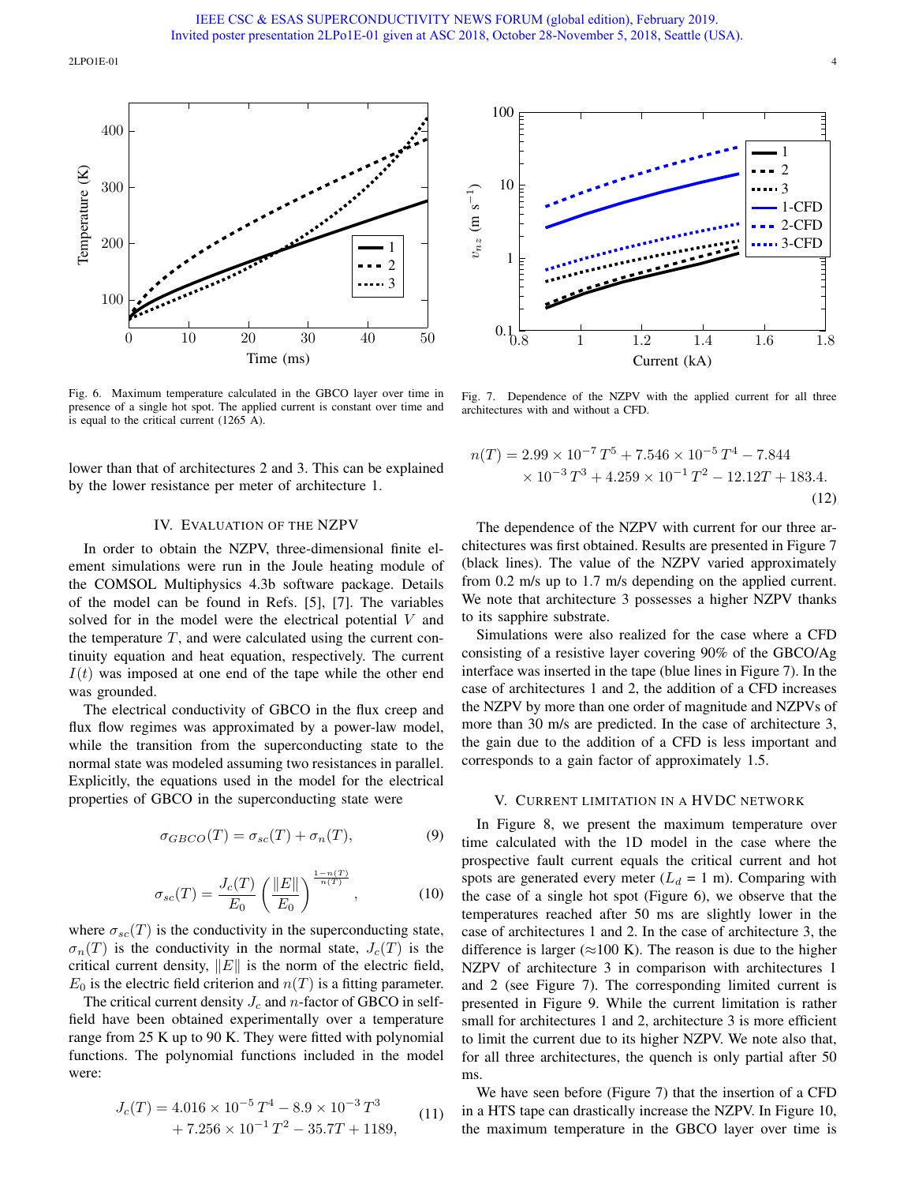Fig. 6. Maximum temperature calculated in the GBCO layer over time in presence of a single hot spot. The applied current is constant over time and is equal to the critical current (1265 A).

Fig. 7. Dependence of the NZPV with the applied current for all three architectures with and without a CFD.

lower than that of architectures 2 and 3. This can be explained by the lower resistance per meter of architecture 1.

## IV. Evaluation of the NZPV

In order to obtain the NZPV, three-dimensional finite element simulations were run in the Joule heating module of the COMSOL Multiphysics 4.3b software package. Details of the model can be found in Refs. [5], [7]. The variables solved for in the model were the electrical potential $V$ and the temperature $T$, and were calculated using the current continuity equation and heat equation, respectively. The current $I(t)$ was imposed at one end of the tape while the other end was grounded.

The electrical conductivity of GBCO in the flux creep and flux flow regimes was approximated by a power-law model, while the transition from the superconducting state to the normal state was modeled assuming two resistances in parallel. Explicitly, the equations used in the model for the electrical properties of GBCO in the superconducting state were

$$\sigma_{GBCO}(T) = \sigma_{sc}(T) + \sigma_n(T), \tag{9}$$

$$\sigma_{sc}(T) = \frac{J_c(T)}{E_0}\left(\frac{\|E\|}{E_0}\right)^{\frac{1-n(T)}{n(T)}}, \tag{10}$$

where $\sigma_{sc}(T)$ is the conductivity in the superconducting state, $\sigma_n(T)$ is the conductivity in the normal state, $J_c(T)$ is the critical current density, $\|E\|$ is the norm of the electric field, $E_0$ is the electric field criterion and $n(T)$ is a fitting parameter.

The critical current density $J_c$ and $n$-factor of GBCO in self-field have been obtained experimentally over a temperature range from 25 K up to 90 K. They were fitted with polynomial functions. The polynomial functions included in the model were:

$$J_c(T) = 4.016\times10^{-5}T^4 - 8.9\times10^{-3}T^3 + 7.256\times10^{-1}T^2 - 35.7T + 1189, \tag{11}$$

$$n(T) = 2.99\times10^{-7}T^5 + 7.546\times10^{-5}T^4 - 7.844\times10^{-3}T^3 + 4.259\times10^{-1}T^2 - 12.12T + 183.4. \tag{12}$$

The dependence of the NZPV with current for our three architectures was first obtained. Results are presented in Figure 7 (black lines). The value of the NZPV varied approximately from 0.2 m/s up to 1.7 m/s depending on the applied current. We note that architecture 3 possesses a higher NZPV thanks to its sapphire substrate.

Simulations were also realized for the case where a CFD consisting of a resistive layer covering 90% of the GBCO/Ag interface was inserted in the tape (blue lines in Figure 7). In the case of architectures 1 and 2, the addition of a CFD increases the NZPV by more than one order of magnitude and NZPVs of more than 30 m/s are predicted. In the case of architecture 3, the gain due to the addition of a CFD is less important and corresponds to a gain factor of approximately 1.5.

## V. Current Limitation in a HVDC Network

In Figure 8, we present the maximum temperature over time calculated with the 1D model in the case where the prospective fault current equals the critical current and hot spots are generated every meter ($L_d$ = 1 m). Comparing with the case of a single hot spot (Figure 6), we observe that the temperatures reached after 50 ms are slightly lower in the case of architectures 1 and 2. In the case of architecture 3, the difference is larger (≈100 K). The reason is due to the higher NZPV of architecture 3 in comparison with architectures 1 and 2 (see Figure 7). The corresponding limited current is presented in Figure 9. While the current limitation is rather small for architectures 1 and 2, architecture 3 is more efficient to limit the current due to its higher NZPV. We note also that, for all three architectures, the quench is only partial after 50 ms.

We have seen before (Figure 7) that the insertion of a CFD in a HTS tape can drastically increase the NZPV. In Figure 10, the maximum temperature in the GBCO layer over time is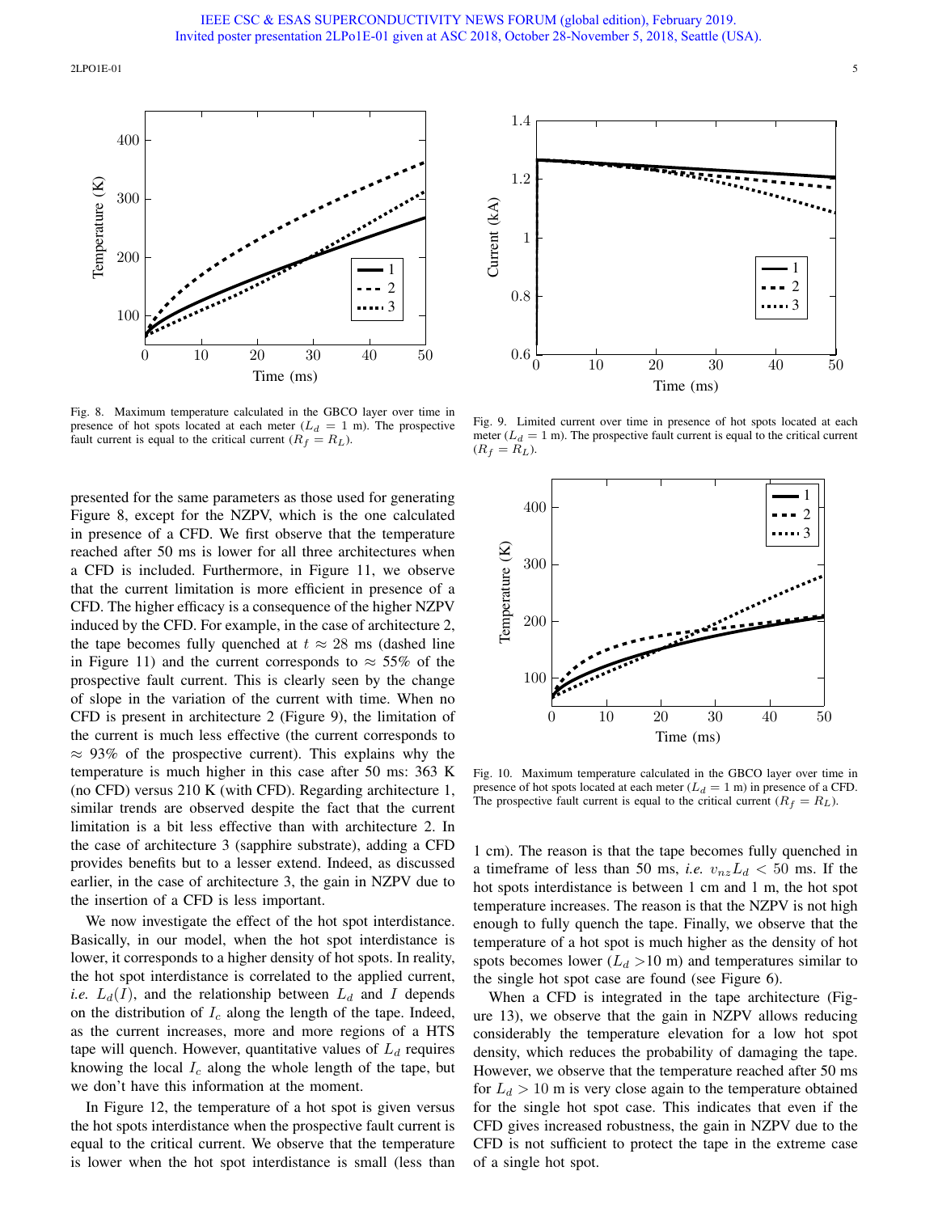Fig. 8. Maximum temperature calculated in the GBCO layer over time in presence of hot spots located at each meter ($L_d = 1$ m). The prospective fault current is equal to the critical current ($R_f = R_L$).

Fig. 9. Limited current over time in presence of hot spots located at each meter ($L_d = 1$ m). The prospective fault current is equal to the critical current ($R_f = R_L$).

presented for the same parameters as those used for generating Figure 8, except for the NZPV, which is the one calculated in presence of a CFD. We first observe that the temperature reached after 50 ms is lower for all three architectures when a CFD is included. Furthermore, in Figure 11, we observe that the current limitation is more efficient in presence of a CFD. The higher efficacy is a consequence of the higher NZPV induced by the CFD. For example, in the case of architecture 2, the tape becomes fully quenched at $t \approx 28$ ms (dashed line in Figure 11) and the current corresponds to $\approx 55\%$ of the prospective fault current. This is clearly seen by the change of slope in the variation of the current with time. When no CFD is present in architecture 2 (Figure 9), the limitation of the current is much less effective (the current corresponds to $\approx 93\%$ of the prospective current). This explains why the temperature is much higher in this case after 50 ms: 363 K (no CFD) versus 210 K (with CFD). Regarding architecture 1, similar trends are observed despite the fact that the current limitation is a bit less effective than with architecture 2. In the case of architecture 3 (sapphire substrate), adding a CFD provides benefits but to a lesser extend. Indeed, as discussed earlier, in the case of architecture 3, the gain in NZPV due to the insertion of a CFD is less important.

We now investigate the effect of the hot spot interdistance. Basically, in our model, when the hot spot interdistance is lower, it corresponds to a higher density of hot spots. In reality, the hot spot interdistance is correlated to the applied current, *i.e.* $L_d(I)$, and the relationship between $L_d$ and $I$ depends on the distribution of $I_c$ along the length of the tape. Indeed, as the current increases, more and more regions of a HTS tape will quench. However, quantitative values of $L_d$ requires knowing the local $I_c$ along the whole length of the tape, but we don't have this information at the moment.

In Figure 12, the temperature of a hot spot is given versus the hot spots interdistance when the prospective fault current is equal to the critical current. We observe that the temperature is lower when the hot spot interdistance is small (less than 1 cm). The reason is that the tape becomes fully quenched in a timeframe of less than 50 ms, *i.e.* $v_{nz} L_d < 50$ ms. If the hot spots interdistance is between 1 cm and 1 m, the hot spot temperature increases. The reason is that the NZPV is not high enough to fully quench the tape. Finally, we observe that the temperature of a hot spot is much higher as the density of hot spots becomes lower ($L_d >$10 m) and temperatures similar to the single hot spot case are found (see Figure 6).

Fig. 10. Maximum temperature calculated in the GBCO layer over time in presence of hot spots located at each meter ($L_d = 1$ m) in presence of a CFD. The prospective fault current is equal to the critical current ($R_f = R_L$).

When a CFD is integrated in the tape architecture (Figure 13), we observe that the gain in NZPV allows reducing considerably the temperature elevation for a low hot spot density, which reduces the probability of damaging the tape. However, we observe that the temperature reached after 50 ms for $L_d > 10$ m is very close again to the temperature obtained for the single hot spot case. This indicates that even if the CFD gives increased robustness, the gain in NZPV due to the CFD is not sufficient to protect the tape in the extreme case of a single hot spot.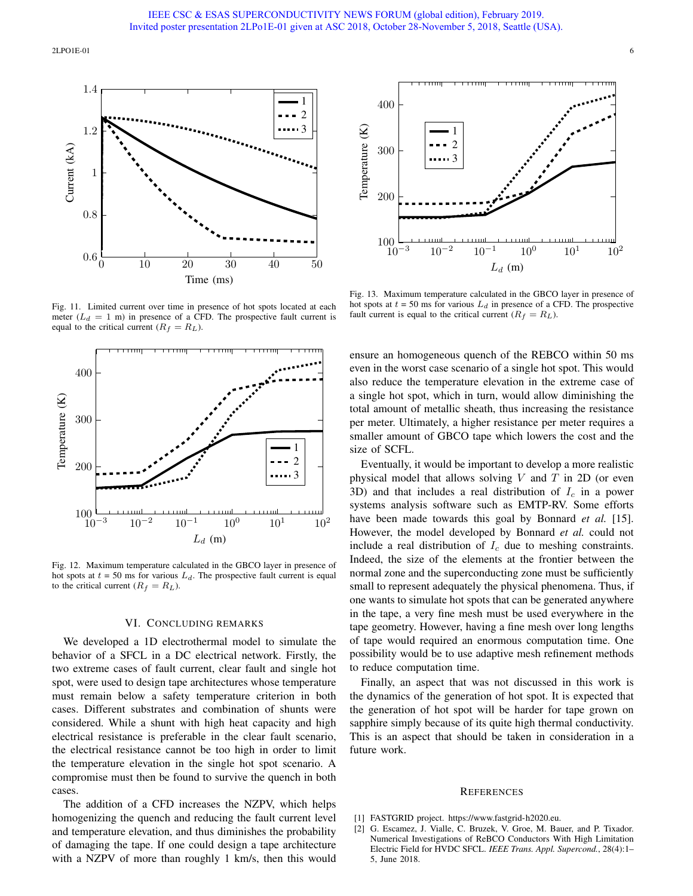Fig. 11. Limited current over time in presence of hot spots located at each meter ($L_d$ = 1 m) in presence of a CFD. The prospective fault current is equal to the critical current ($R_f = R_L$).

Fig. 12. Maximum temperature calculated in the GBCO layer in presence of hot spots at $t$ = 50 ms for various $L_d$. The prospective fault current is equal to the critical current ($R_f = R_L$).

Fig. 13. Maximum temperature calculated in the GBCO layer in presence of hot spots at $t$ = 50 ms for various $L_d$ in presence of a CFD. The prospective fault current is equal to the critical current ($R_f = R_L$).

## VI. Concluding Remarks

We developed a 1D electrothermal model to simulate the behavior of a SFCL in a DC electrical network. Firstly, the two extreme cases of fault current, clear fault and single hot spot, were used to design tape architectures whose temperature must remain below a safety temperature criterion in both cases. Different substrates and combination of shunts were considered. While a shunt with high heat capacity and high electrical resistance is preferable in the clear fault scenario, the electrical resistance cannot be too high in order to limit the temperature elevation in the single hot spot scenario. A compromise must then be found to survive the quench in both cases.

The addition of a CFD increases the NZPV, which helps homogenizing the quench and reducing the fault current level and temperature elevation, and thus diminishes the probability of damaging the tape. If one could design a tape architecture with a NZPV of more than roughly 1 km/s, then this would ensure an homogeneous quench of the REBCO within 50 ms even in the worst case scenario of a single hot spot. This would also reduce the temperature elevation in the extreme case of a single hot spot, which in turn, would allow diminishing the total amount of metallic sheath, thus increasing the resistance per meter. Ultimately, a higher resistance per meter requires a smaller amount of GBCO tape which lowers the cost and the size of SCFL.

Eventually, it would be important to develop a more realistic physical model that allows solving $V$ and $T$ in 2D (or even 3D) and that includes a real distribution of $I_c$ in a power systems analysis software such as EMTP-RV. Some efforts have been made towards this goal by Bonnard *et al.* [15]. However, the model developed by Bonnard *et al.* could not include a real distribution of $I_c$ due to meshing constraints. Indeed, the size of the elements at the frontier between the normal zone and the superconducting zone must be sufficiently small to represent adequately the physical phenomena. Thus, if one wants to simulate hot spots that can be generated anywhere in the tape, a very fine mesh must be used everywhere in the tape geometry. However, having a fine mesh over long lengths of tape would required an enormous computation time. One possibility would be to use adaptive mesh refinement methods to reduce computation time.

Finally, an aspect that was not discussed in this work is the dynamics of the generation of hot spot. It is expected that the generation of hot spot will be harder for tape grown on sapphire simply because of its quite high thermal conductivity. This is an aspect that should be taken in consideration in a future work.

## References

[1] FASTGRID project. https://www.fastgrid-h2020.eu.

[2] G. Escamez, J. Vialle, C. Bruzek, V. Groe, M. Bauer, and P. Tixador. Numerical Investigations of ReBCO Conductors With High Limitation Electric Field for HVDC SFCL. *IEEE Trans. Appl. Supercond.*, 28(4):1–5, June 2018.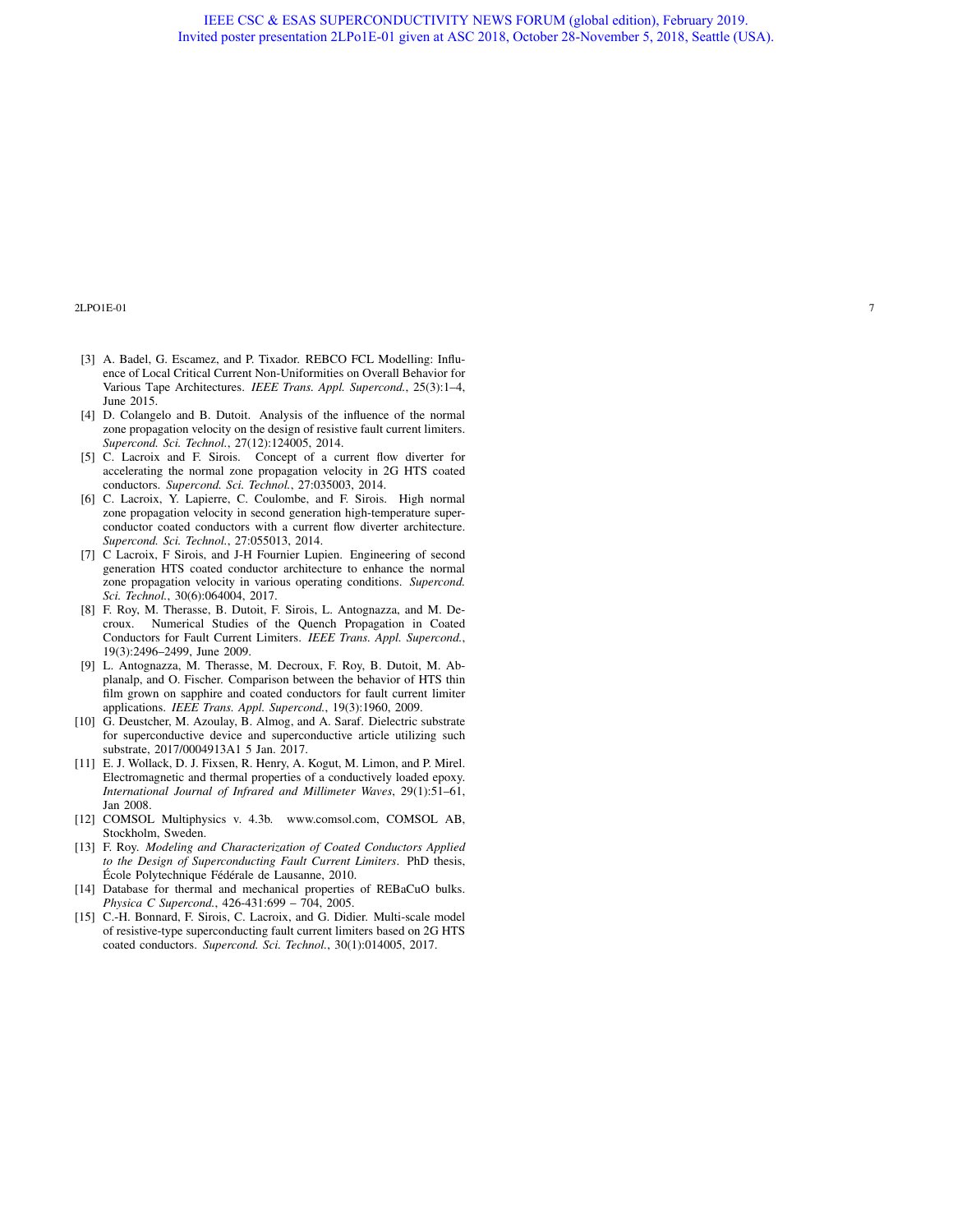[3] A. Badel, G. Escamez, and P. Tixador. REBCO FCL Modelling: Influence of Local Critical Current Non-Uniformities on Overall Behavior for Various Tape Architectures. *IEEE Trans. Appl. Supercond.*, 25(3):1–4, June 2015.

[4] D. Colangelo and B. Dutoit. Analysis of the influence of the normal zone propagation velocity on the design of resistive fault current limiters. *Supercond. Sci. Technol.*, 27(12):124005, 2014.

[5] C. Lacroix and F. Sirois. Concept of a current flow diverter for accelerating the normal zone propagation velocity in 2G HTS coated conductors. *Supercond. Sci. Technol.*, 27:035003, 2014.

[6] C. Lacroix, Y. Lapierre, C. Coulombe, and F. Sirois. High normal zone propagation velocity in second generation high-temperature superconductor coated conductors with a current flow diverter architecture. *Supercond. Sci. Technol.*, 27:055013, 2014.

[7] C Lacroix, F Sirois, and J-H Fournier Lupien. Engineering of second generation HTS coated conductor architecture to enhance the normal zone propagation velocity in various operating conditions. *Supercond. Sci. Technol.*, 30(6):064004, 2017.

[8] F. Roy, M. Therasse, B. Dutoit, F. Sirois, L. Antognazza, and M. Decroux. Numerical Studies of the Quench Propagation in Coated Conductors for Fault Current Limiters. *IEEE Trans. Appl. Supercond.*, 19(3):2496–2499, June 2009.

[9] L. Antognazza, M. Therasse, M. Decroux, F. Roy, B. Dutoit, M. Abplanalp, and O. Fischer. Comparison between the behavior of HTS thin film grown on sapphire and coated conductors for fault current limiter applications. *IEEE Trans. Appl. Supercond.*, 19(3):1960, 2009.

[10] G. Deustcher, M. Azoulay, B. Almog, and A. Saraf. Dielectric substrate for superconductive device and superconductive article utilizing such substrate, 2017/0004913A1 5 Jan. 2017.

[11] E. J. Wollack, D. J. Fixsen, R. Henry, A. Kogut, M. Limon, and P. Mirel. Electromagnetic and thermal properties of a conductively loaded epoxy. *International Journal of Infrared and Millimeter Waves*, 29(1):51–61, Jan 2008.

[12] COMSOL Multiphysics v. 4.3b. www.comsol.com, COMSOL AB, Stockholm, Sweden.

[13] F. Roy. *Modeling and Characterization of Coated Conductors Applied to the Design of Superconducting Fault Current Limiters*. PhD thesis, École Polytechnique Fédérale de Lausanne, 2010.

[14] Database for thermal and mechanical properties of REBaCuO bulks. *Physica C Supercond.*, 426-431:699 – 704, 2005.

[15] C.-H. Bonnard, F. Sirois, C. Lacroix, and G. Didier. Multi-scale model of resistive-type superconducting fault current limiters based on 2G HTS coated conductors. *Supercond. Sci. Technol.*, 30(1):014005, 2017.